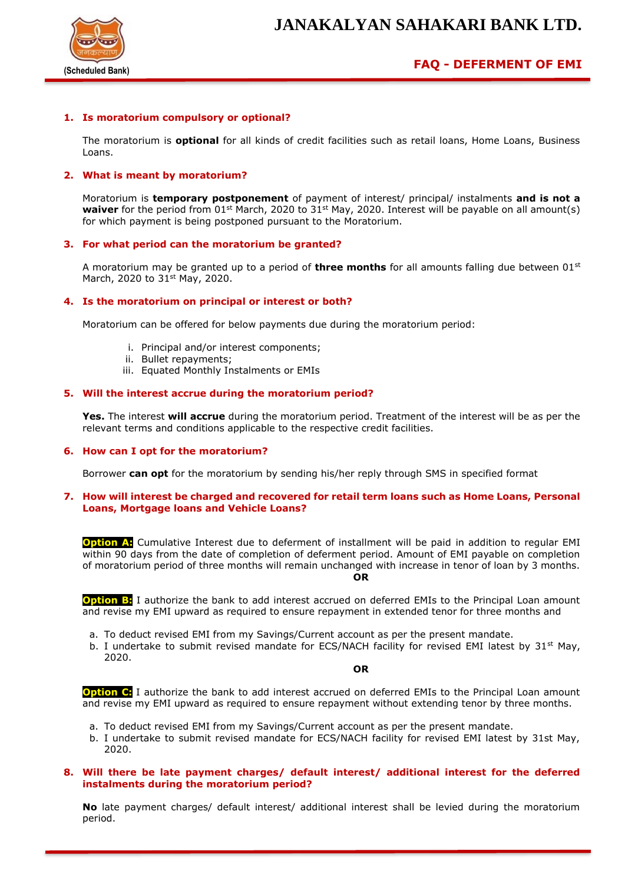# JANAKALYAN SAHAKARI BANK LTD.

(Scheduled Bank)

## FAQ - DEFERMENT OF EMI

### 1. Is moratorium compulsory or optional?

The moratorium is **optional** for all kinds of credit facilities such as retail loans, Home Loans, Business Loans.

### 2. What is meant by moratorium?

Moratorium is **temporary postponement** of payment of interest/ principal/ instalments **and is not a waiver** for the period from 01st March, 2020 to 31st May, 2020. Interest will be payable on all amount(s) for which payment is being postponed pursuant to the Moratorium.

### 3. For what period can the moratorium be granted?

A moratorium may be granted up to a period of **three months** for all amounts falling due between 01st March, 2020 to 31st May, 2020.

### 4. Is the moratorium on principal or interest or both?

Moratorium can be offered for below payments due during the moratorium period:

i. Principal and/or interest components;
ii. Bullet repayments;
iii. Equated Monthly Instalments or EMIs

### 5. Will the interest accrue during the moratorium period?

**Yes.** The interest **will accrue** during the moratorium period. Treatment of the interest will be as per the relevant terms and conditions applicable to the respective credit facilities.

### 6. How can I opt for the moratorium?

Borrower **can opt** for the moratorium by sending his/her reply through SMS in specified format

### 7. How will interest be charged and recovered for retail term loans such as Home Loans, Personal Loans, Mortgage loans and Vehicle Loans?

**Option A:** Cumulative Interest due to deferment of installment will be paid in addition to regular EMI within 90 days from the date of completion of deferment period. Amount of EMI payable on completion of moratorium period of three months will remain unchanged with increase in tenor of loan by 3 months.

**OR**

**Option B:** I authorize the bank to add interest accrued on deferred EMIs to the Principal Loan amount and revise my EMI upward as required to ensure repayment in extended tenor for three months and

a. To deduct revised EMI from my Savings/Current account as per the present mandate.
b. I undertake to submit revised mandate for ECS/NACH facility for revised EMI latest by 31st May, 2020.

**OR**

**Option C:** I authorize the bank to add interest accrued on deferred EMIs to the Principal Loan amount and revise my EMI upward as required to ensure repayment without extending tenor by three months.

a. To deduct revised EMI from my Savings/Current account as per the present mandate.
b. I undertake to submit revised mandate for ECS/NACH facility for revised EMI latest by 31st May, 2020.

### 8. Will there be late payment charges/ default interest/ additional interest for the deferred instalments during the moratorium period?

**No** late payment charges/ default interest/ additional interest shall be levied during the moratorium period.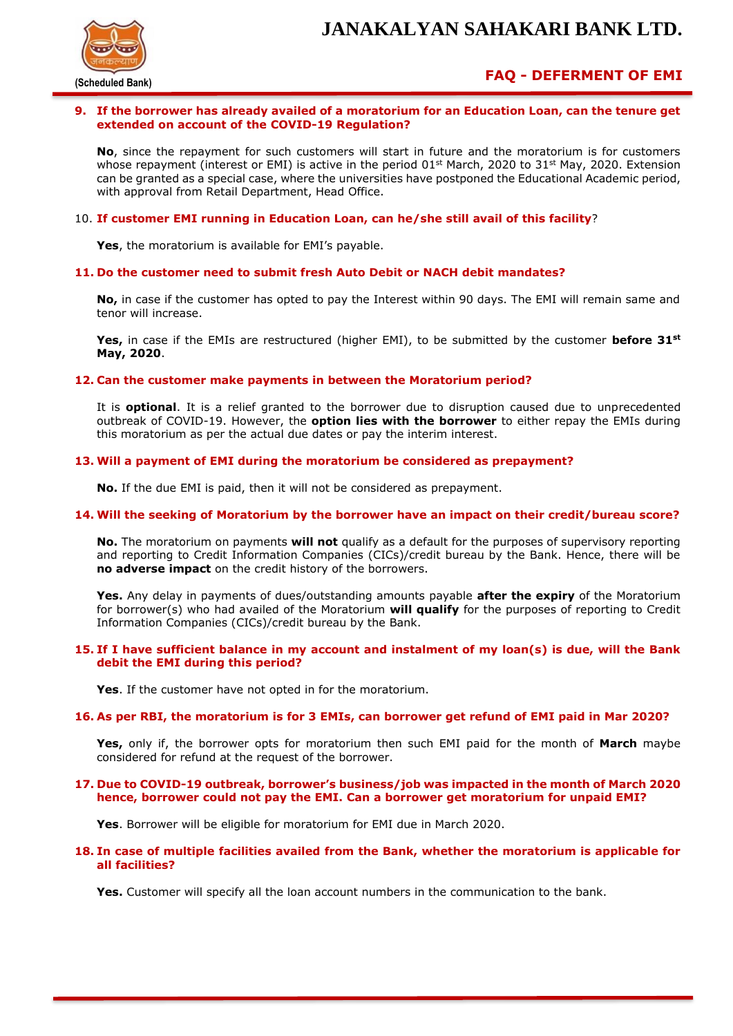**9. If the borrower has already availed of a moratorium for an Education Loan, can the tenure get extended on account of the COVID-19 Regulation?**

**No**, since the repayment for such customers will start in future and the moratorium is for customers whose repayment (interest or EMI) is active in the period 01st March, 2020 to 31st May, 2020. Extension can be granted as a special case, where the universities have postponed the Educational Academic period, with approval from Retail Department, Head Office.

10. **If customer EMI running in Education Loan, can he/she still avail of this facility**?

**Yes**, the moratorium is available for EMI's payable.

**11. Do the customer need to submit fresh Auto Debit or NACH debit mandates?**

**No,** in case if the customer has opted to pay the Interest within 90 days. The EMI will remain same and tenor will increase.

**Yes,** in case if the EMIs are restructured (higher EMI), to be submitted by the customer **before 31st May, 2020**.

**12. Can the customer make payments in between the Moratorium period?**

It is **optional**. It is a relief granted to the borrower due to disruption caused due to unprecedented outbreak of COVID-19. However, the **option lies with the borrower** to either repay the EMIs during this moratorium as per the actual due dates or pay the interim interest.

**13. Will a payment of EMI during the moratorium be considered as prepayment?**

**No.** If the due EMI is paid, then it will not be considered as prepayment.

**14. Will the seeking of Moratorium by the borrower have an impact on their credit/bureau score?**

**No.** The moratorium on payments **will not** qualify as a default for the purposes of supervisory reporting and reporting to Credit Information Companies (CICs)/credit bureau by the Bank. Hence, there will be **no adverse impact** on the credit history of the borrowers.

**Yes.** Any delay in payments of dues/outstanding amounts payable **after the expiry** of the Moratorium for borrower(s) who had availed of the Moratorium **will qualify** for the purposes of reporting to Credit Information Companies (CICs)/credit bureau by the Bank.

**15. If I have sufficient balance in my account and instalment of my loan(s) is due, will the Bank debit the EMI during this period?**

**Yes**. If the customer have not opted in for the moratorium.

**16. As per RBI, the moratorium is for 3 EMIs, can borrower get refund of EMI paid in Mar 2020?**

**Yes,** only if, the borrower opts for moratorium then such EMI paid for the month of **March** maybe considered for refund at the request of the borrower.

**17. Due to COVID-19 outbreak, borrower's business/job was impacted in the month of March 2020 hence, borrower could not pay the EMI. Can a borrower get moratorium for unpaid EMI?**

**Yes**. Borrower will be eligible for moratorium for EMI due in March 2020.

**18. In case of multiple facilities availed from the Bank, whether the moratorium is applicable for all facilities?**

**Yes.** Customer will specify all the loan account numbers in the communication to the bank.